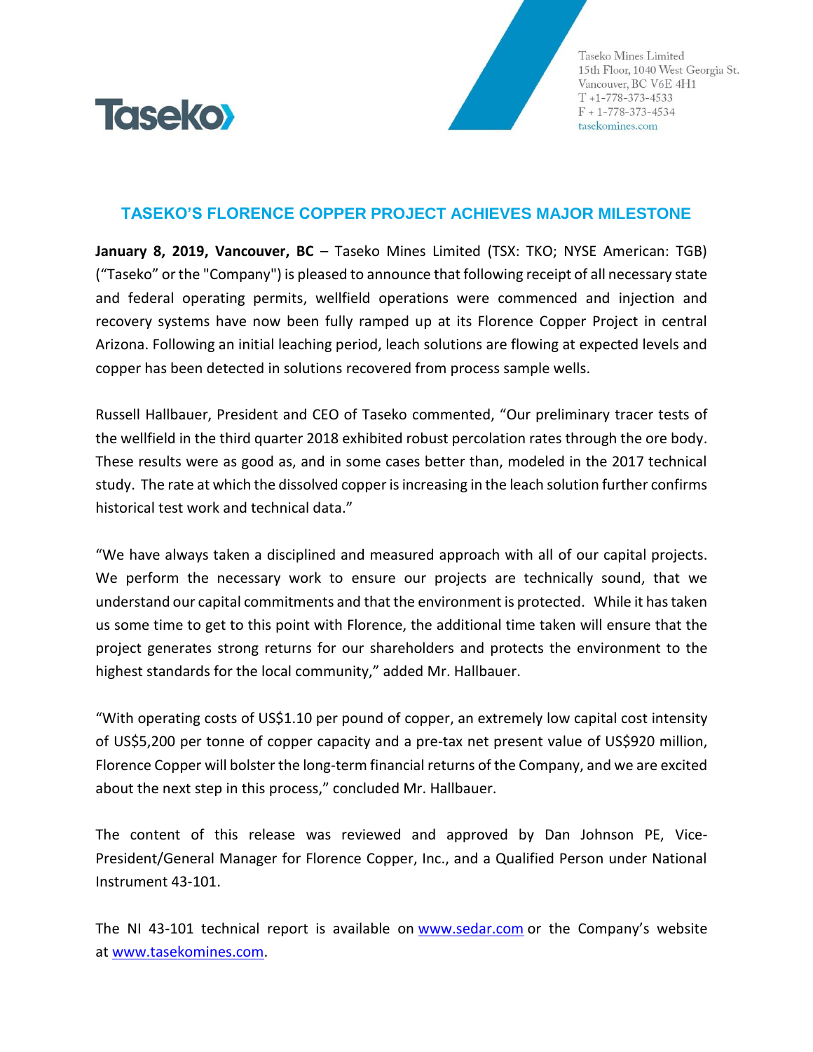Taseko

Taseko Mines Limited
15th Floor, 1040 West Georgia St.
Vancouver, BC V6E 4H1
T +1-778-373-4533
F + 1-778-373-4534
tasekomines.com

# TASEKO'S FLORENCE COPPER PROJECT ACHIEVES MAJOR MILESTONE

**January 8, 2019, Vancouver, BC** – Taseko Mines Limited (TSX: TKO; NYSE American: TGB) ("Taseko" or the "Company") is pleased to announce that following receipt of all necessary state and federal operating permits, wellfield operations were commenced and injection and recovery systems have now been fully ramped up at its Florence Copper Project in central Arizona. Following an initial leaching period, leach solutions are flowing at expected levels and copper has been detected in solutions recovered from process sample wells.

Russell Hallbauer, President and CEO of Taseko commented, "Our preliminary tracer tests of the wellfield in the third quarter 2018 exhibited robust percolation rates through the ore body. These results were as good as, and in some cases better than, modeled in the 2017 technical study. The rate at which the dissolved copper is increasing in the leach solution further confirms historical test work and technical data."

"We have always taken a disciplined and measured approach with all of our capital projects. We perform the necessary work to ensure our projects are technically sound, that we understand our capital commitments and that the environment is protected. While it has taken us some time to get to this point with Florence, the additional time taken will ensure that the project generates strong returns for our shareholders and protects the environment to the highest standards for the local community," added Mr. Hallbauer.

"With operating costs of US$1.10 per pound of copper, an extremely low capital cost intensity of US$5,200 per tonne of copper capacity and a pre-tax net present value of US$920 million, Florence Copper will bolster the long-term financial returns of the Company, and we are excited about the next step in this process," concluded Mr. Hallbauer.

The content of this release was reviewed and approved by Dan Johnson PE, Vice-President/General Manager for Florence Copper, Inc., and a Qualified Person under National Instrument 43-101.

The NI 43-101 technical report is available on www.sedar.com or the Company's website at www.tasekomines.com.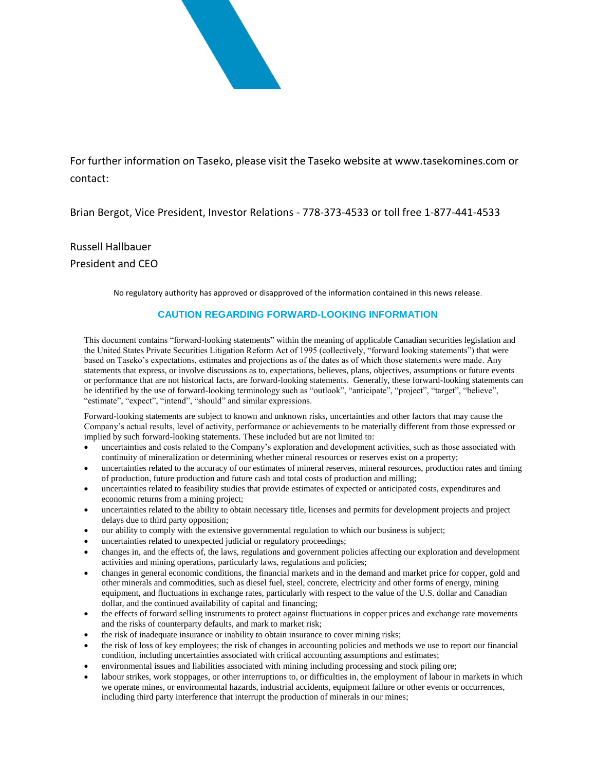For further information on Taseko, please visit the Taseko website at www.tasekomines.com or contact:

Brian Bergot, Vice President, Investor Relations - 778-373-4533 or toll free 1-877-441-4533

Russell Hallbauer
President and CEO

No regulatory authority has approved or disapproved of the information contained in this news release.

## CAUTION REGARDING FORWARD-LOOKING INFORMATION

This document contains "forward-looking statements" within the meaning of applicable Canadian securities legislation and the United States Private Securities Litigation Reform Act of 1995 (collectively, "forward looking statements") that were based on Taseko's expectations, estimates and projections as of the dates as of which those statements were made. Any statements that express, or involve discussions as to, expectations, believes, plans, objectives, assumptions or future events or performance that are not historical facts, are forward-looking statements. Generally, these forward-looking statements can be identified by the use of forward-looking terminology such as "outlook", "anticipate", "project", "target", "believe", "estimate", "expect", "intend", "should" and similar expressions.

Forward-looking statements are subject to known and unknown risks, uncertainties and other factors that may cause the Company's actual results, level of activity, performance or achievements to be materially different from those expressed or implied by such forward-looking statements. These included but are not limited to:

- uncertainties and costs related to the Company's exploration and development activities, such as those associated with continuity of mineralization or determining whether mineral resources or reserves exist on a property;
- uncertainties related to the accuracy of our estimates of mineral reserves, mineral resources, production rates and timing of production, future production and future cash and total costs of production and milling;
- uncertainties related to feasibility studies that provide estimates of expected or anticipated costs, expenditures and economic returns from a mining project;
- uncertainties related to the ability to obtain necessary title, licenses and permits for development projects and project delays due to third party opposition;
- our ability to comply with the extensive governmental regulation to which our business is subject;
- uncertainties related to unexpected judicial or regulatory proceedings;
- changes in, and the effects of, the laws, regulations and government policies affecting our exploration and development activities and mining operations, particularly laws, regulations and policies;
- changes in general economic conditions, the financial markets and in the demand and market price for copper, gold and other minerals and commodities, such as diesel fuel, steel, concrete, electricity and other forms of energy, mining equipment, and fluctuations in exchange rates, particularly with respect to the value of the U.S. dollar and Canadian dollar, and the continued availability of capital and financing;
- the effects of forward selling instruments to protect against fluctuations in copper prices and exchange rate movements and the risks of counterparty defaults, and mark to market risk;
- the risk of inadequate insurance or inability to obtain insurance to cover mining risks;
- the risk of loss of key employees; the risk of changes in accounting policies and methods we use to report our financial condition, including uncertainties associated with critical accounting assumptions and estimates;
- environmental issues and liabilities associated with mining including processing and stock piling ore;
- labour strikes, work stoppages, or other interruptions to, or difficulties in, the employment of labour in markets in which we operate mines, or environmental hazards, industrial accidents, equipment failure or other events or occurrences, including third party interference that interrupt the production of minerals in our mines;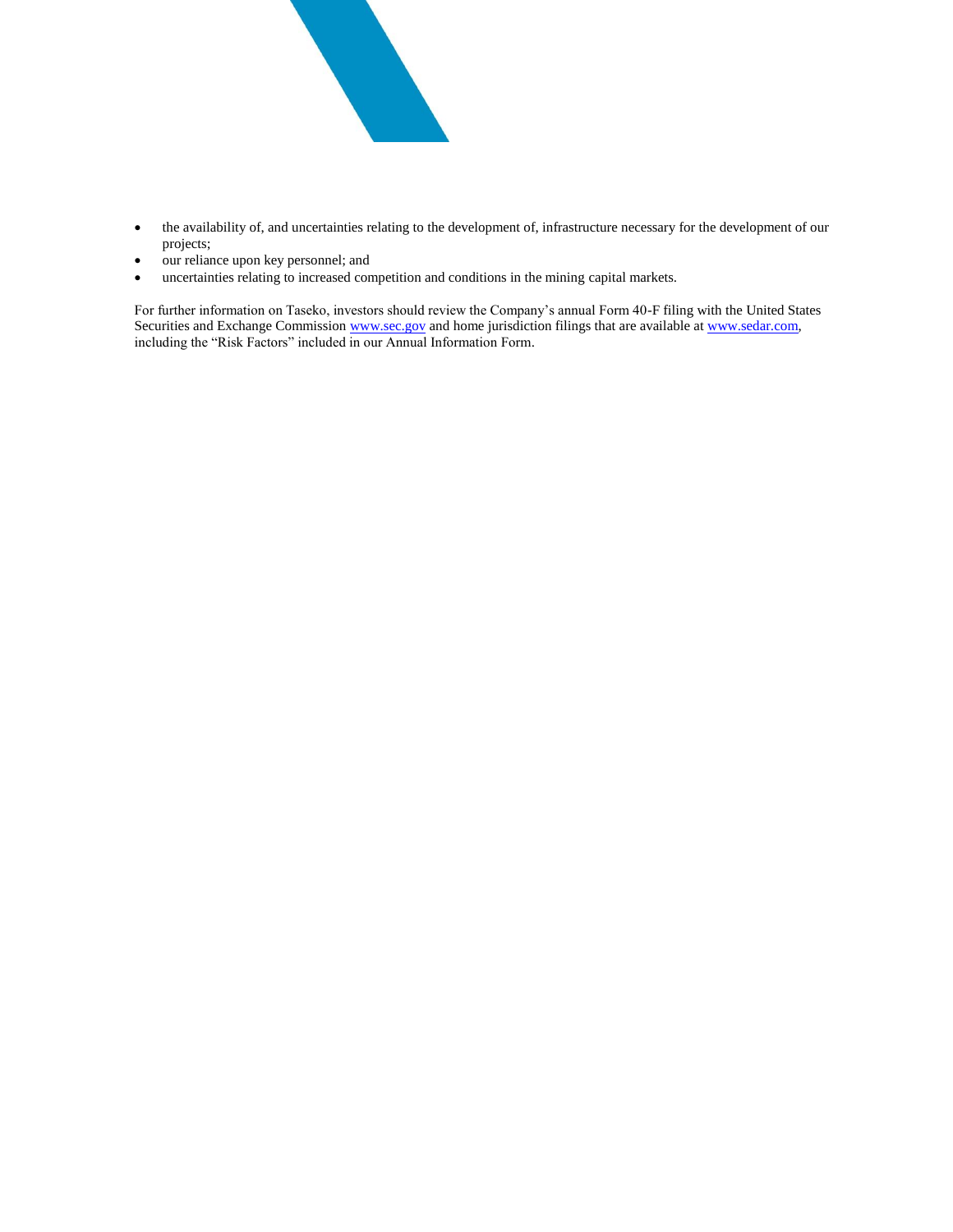- the availability of, and uncertainties relating to the development of, infrastructure necessary for the development of our projects;
- our reliance upon key personnel; and
- uncertainties relating to increased competition and conditions in the mining capital markets.

For further information on Taseko, investors should review the Company's annual Form 40-F filing with the United States Securities and Exchange Commission www.sec.gov and home jurisdiction filings that are available at www.sedar.com, including the "Risk Factors" included in our Annual Information Form.